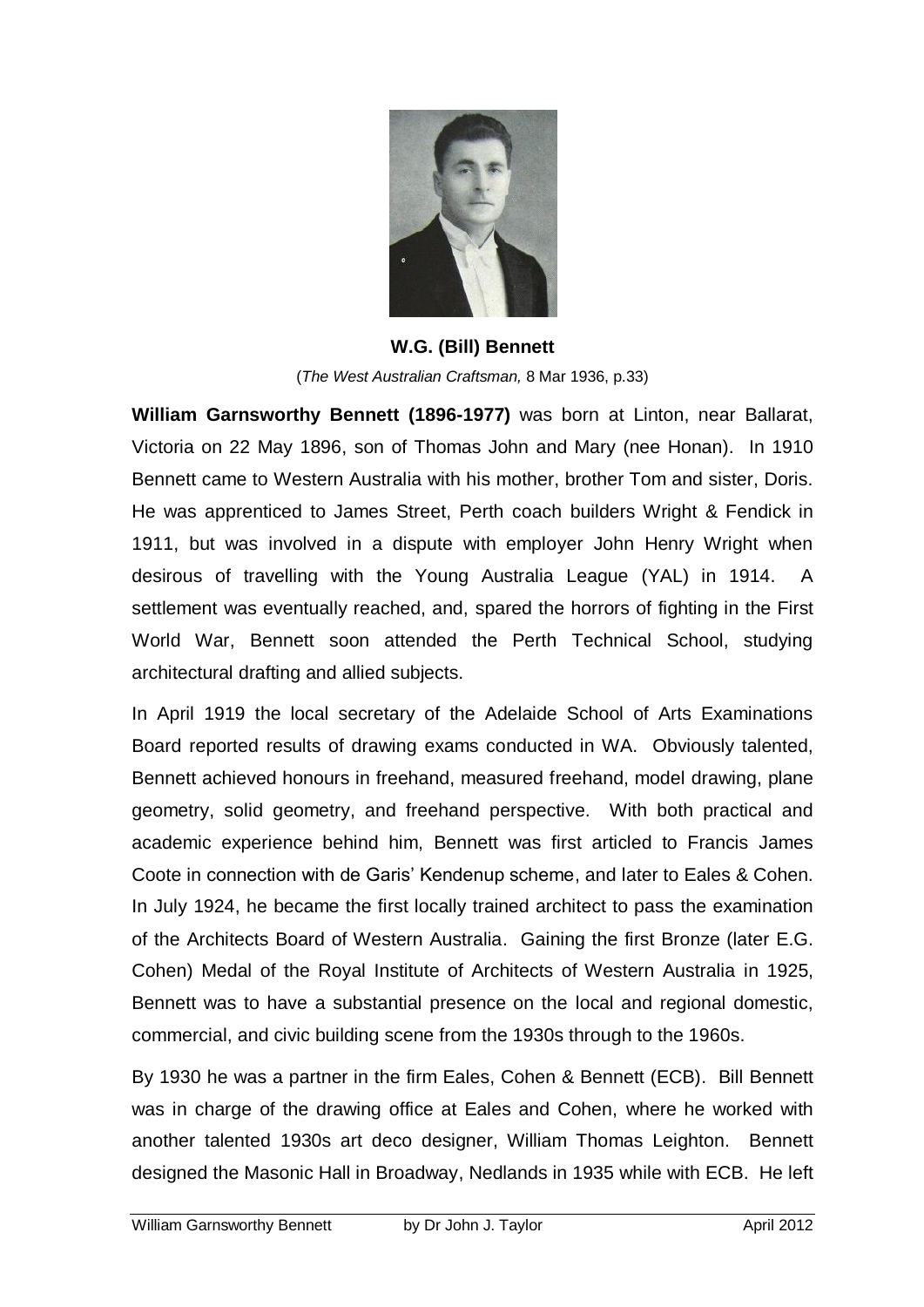**W.G. (Bill) Bennett**

(*The West Australian Craftsman,* 8 Mar 1936, p.33)

**William Garnsworthy Bennett (1896-1977)** was born at Linton, near Ballarat, Victoria on 22 May 1896, son of Thomas John and Mary (nee Honan). In 1910 Bennett came to Western Australia with his mother, brother Tom and sister, Doris. He was apprenticed to James Street, Perth coach builders Wright & Fendick in 1911, but was involved in a dispute with employer John Henry Wright when desirous of travelling with the Young Australia League (YAL) in 1914. A settlement was eventually reached, and, spared the horrors of fighting in the First World War, Bennett soon attended the Perth Technical School, studying architectural drafting and allied subjects.

In April 1919 the local secretary of the Adelaide School of Arts Examinations Board reported results of drawing exams conducted in WA. Obviously talented, Bennett achieved honours in freehand, measured freehand, model drawing, plane geometry, solid geometry, and freehand perspective. With both practical and academic experience behind him, Bennett was first articled to Francis James Coote in connection with de Garis' Kendenup scheme, and later to Eales & Cohen. In July 1924, he became the first locally trained architect to pass the examination of the Architects Board of Western Australia. Gaining the first Bronze (later E.G. Cohen) Medal of the Royal Institute of Architects of Western Australia in 1925, Bennett was to have a substantial presence on the local and regional domestic, commercial, and civic building scene from the 1930s through to the 1960s.

By 1930 he was a partner in the firm Eales, Cohen & Bennett (ECB). Bill Bennett was in charge of the drawing office at Eales and Cohen, where he worked with another talented 1930s art deco designer, William Thomas Leighton. Bennett designed the Masonic Hall in Broadway, Nedlands in 1935 while with ECB. He left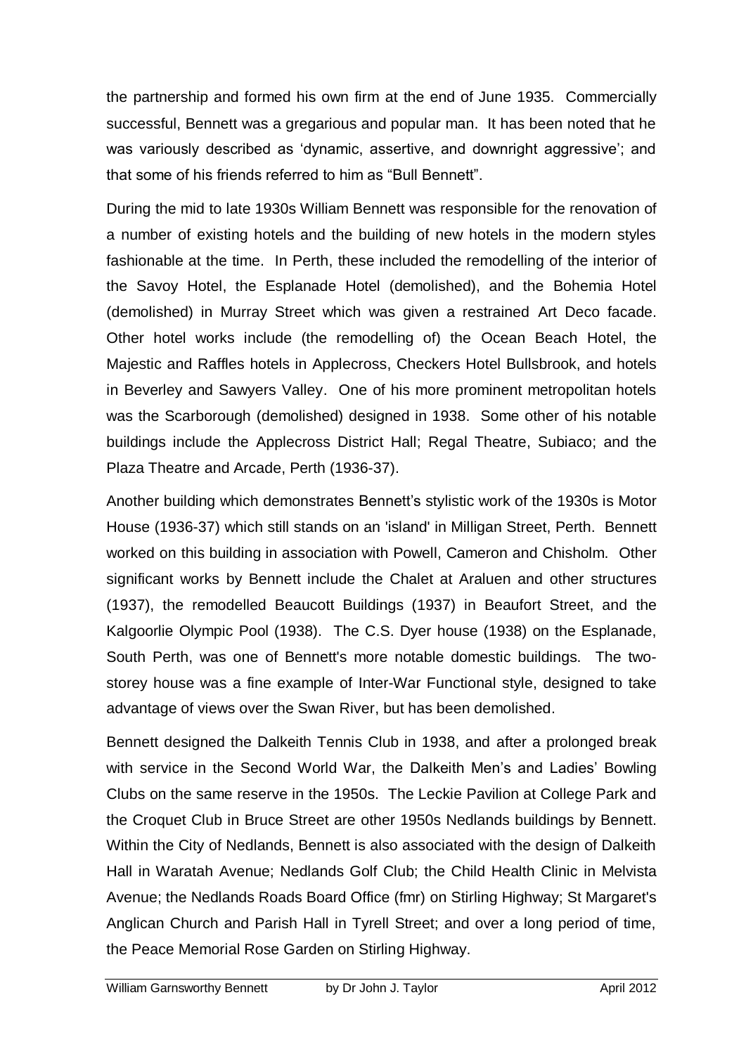the partnership and formed his own firm at the end of June 1935. Commercially successful, Bennett was a gregarious and popular man. It has been noted that he was variously described as 'dynamic, assertive, and downright aggressive'; and that some of his friends referred to him as "Bull Bennett".

During the mid to late 1930s William Bennett was responsible for the renovation of a number of existing hotels and the building of new hotels in the modern styles fashionable at the time. In Perth, these included the remodelling of the interior of the Savoy Hotel, the Esplanade Hotel (demolished), and the Bohemia Hotel (demolished) in Murray Street which was given a restrained Art Deco facade. Other hotel works include (the remodelling of) the Ocean Beach Hotel, the Majestic and Raffles hotels in Applecross, Checkers Hotel Bullsbrook, and hotels in Beverley and Sawyers Valley. One of his more prominent metropolitan hotels was the Scarborough (demolished) designed in 1938. Some other of his notable buildings include the Applecross District Hall; Regal Theatre, Subiaco; and the Plaza Theatre and Arcade, Perth (1936-37).

Another building which demonstrates Bennett's stylistic work of the 1930s is Motor House (1936-37) which still stands on an 'island' in Milligan Street, Perth. Bennett worked on this building in association with Powell, Cameron and Chisholm. Other significant works by Bennett include the Chalet at Araluen and other structures (1937), the remodelled Beaucott Buildings (1937) in Beaufort Street, and the Kalgoorlie Olympic Pool (1938). The C.S. Dyer house (1938) on the Esplanade, South Perth, was one of Bennett's more notable domestic buildings. The two-storey house was a fine example of Inter-War Functional style, designed to take advantage of views over the Swan River, but has been demolished.

Bennett designed the Dalkeith Tennis Club in 1938, and after a prolonged break with service in the Second World War, the Dalkeith Men's and Ladies' Bowling Clubs on the same reserve in the 1950s. The Leckie Pavilion at College Park and the Croquet Club in Bruce Street are other 1950s Nedlands buildings by Bennett. Within the City of Nedlands, Bennett is also associated with the design of Dalkeith Hall in Waratah Avenue; Nedlands Golf Club; the Child Health Clinic in Melvista Avenue; the Nedlands Roads Board Office (fmr) on Stirling Highway; St Margaret's Anglican Church and Parish Hall in Tyrell Street; and over a long period of time, the Peace Memorial Rose Garden on Stirling Highway.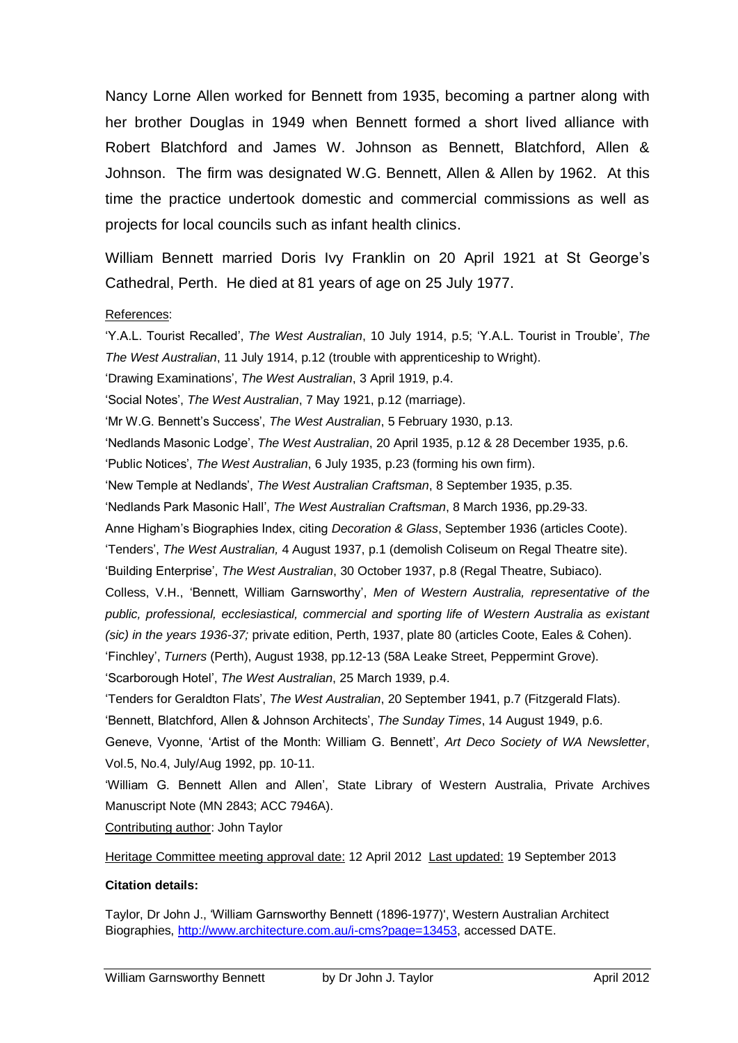Nancy Lorne Allen worked for Bennett from 1935, becoming a partner along with her brother Douglas in 1949 when Bennett formed a short lived alliance with Robert Blatchford and James W. Johnson as Bennett, Blatchford, Allen & Johnson. The firm was designated W.G. Bennett, Allen & Allen by 1962. At this time the practice undertook domestic and commercial commissions as well as projects for local councils such as infant health clinics.

William Bennett married Doris Ivy Franklin on 20 April 1921 at St George's Cathedral, Perth. He died at 81 years of age on 25 July 1977.

References:

'Y.A.L. Tourist Recalled', *The West Australian*, 10 July 1914, p.5; 'Y.A.L. Tourist in Trouble', *The The West Australian*, 11 July 1914, p.12 (trouble with apprenticeship to Wright).

'Drawing Examinations', *The West Australian*, 3 April 1919, p.4.

'Social Notes', *The West Australian*, 7 May 1921, p.12 (marriage).

'Mr W.G. Bennett's Success', *The West Australian*, 5 February 1930, p.13.

'Nedlands Masonic Lodge', *The West Australian*, 20 April 1935, p.12 & 28 December 1935, p.6.

'Public Notices', *The West Australian*, 6 July 1935, p.23 (forming his own firm).

'New Temple at Nedlands', *The West Australian Craftsman*, 8 September 1935, p.35.

'Nedlands Park Masonic Hall', *The West Australian Craftsman*, 8 March 1936, pp.29-33.

Anne Higham's Biographies Index, citing *Decoration & Glass*, September 1936 (articles Coote).

'Tenders', *The West Australian,* 4 August 1937, p.1 (demolish Coliseum on Regal Theatre site).

'Building Enterprise', *The West Australian*, 30 October 1937, p.8 (Regal Theatre, Subiaco).

Colless, V.H., 'Bennett, William Garnsworthy', *Men of Western Australia, representative of the public, professional, ecclesiastical, commercial and sporting life of Western Australia as existant (sic) in the years 1936-37;* private edition, Perth, 1937, plate 80 (articles Coote, Eales & Cohen).

'Finchley', *Turners* (Perth), August 1938, pp.12-13 (58A Leake Street, Peppermint Grove).

'Scarborough Hotel', *The West Australian*, 25 March 1939, p.4.

'Tenders for Geraldton Flats', *The West Australian*, 20 September 1941, p.7 (Fitzgerald Flats).

'Bennett, Blatchford, Allen & Johnson Architects', *The Sunday Times*, 14 August 1949, p.6.

Geneve, Vyonne, 'Artist of the Month: William G. Bennett', *Art Deco Society of WA Newsletter*, Vol.5, No.4, July/Aug 1992, pp. 10-11.

'William G. Bennett Allen and Allen', State Library of Western Australia, Private Archives Manuscript Note (MN 2843; ACC 7946A).

Contributing author: John Taylor

Heritage Committee meeting approval date: 12 April 2012 Last updated: 19 September 2013

**Citation details:**

Taylor, Dr John J., 'William Garnsworthy Bennett (1896-1977)', Western Australian Architect Biographies, http://www.architecture.com.au/i-cms?page=13453, accessed DATE.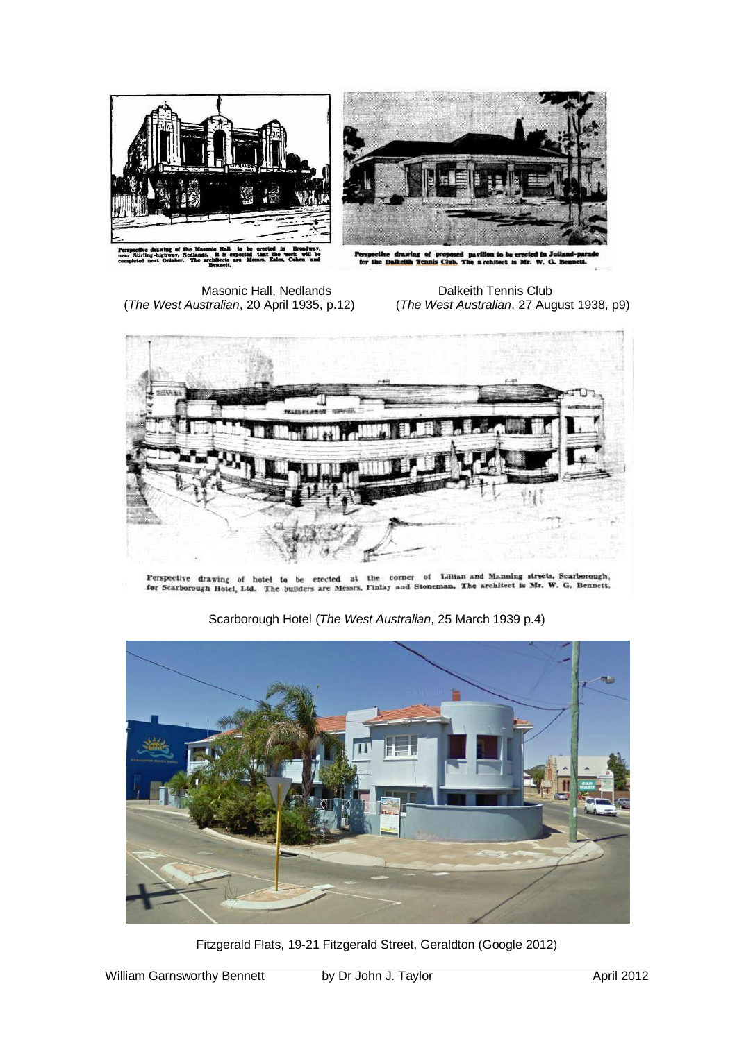Perspective drawing of the Masonic Hall to be erected in Broadway, near Stirling-highway, Nedlands. It is expected that the work will be completed next October. The architects are Messrs. Eales, Cohen and Bennett.

Masonic Hall, Nedlands
(*The West Australian*, 20 April 1935, p.12)

Perspective drawing of proposed pavilion to be erected in Jutland-parade for the Dalkeith Tennis Club. The architect is Mr. W. G. Bennett.

Dalkeith Tennis Club
(*The West Australian*, 27 August 1938, p9)

Perspective drawing of hotel to be erected at the corner of Lillian and Manning streets, Scarborough, for Scarborough Hotel, Ltd. The builders are Messrs. Finlay and Stoneman. The architect is Mr. W. G. Bennett.

Scarborough Hotel (*The West Australian*, 25 March 1939 p.4)

Fitzgerald Flats, 19-21 Fitzgerald Street, Geraldton (Google 2012)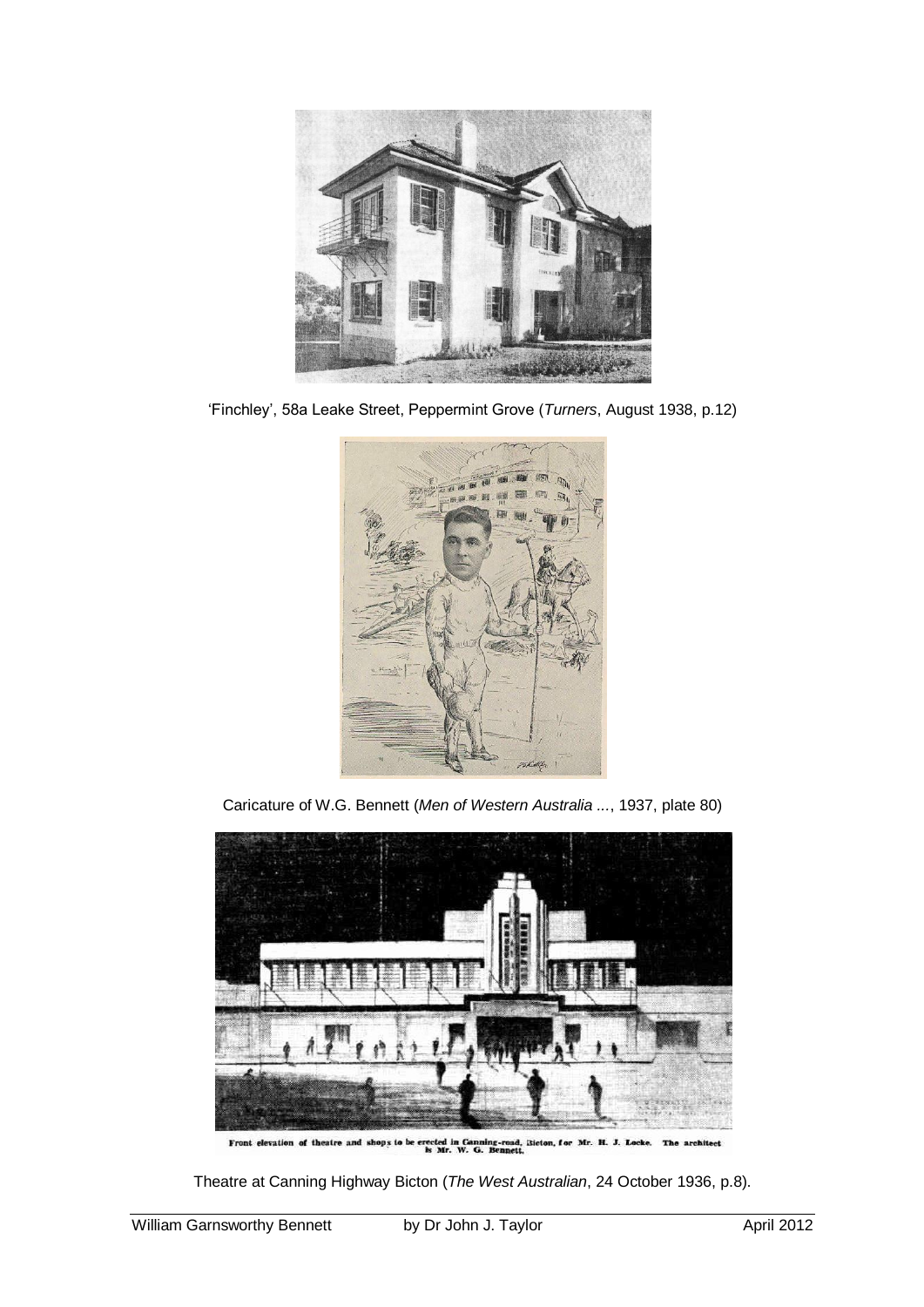'Finchley', 58a Leake Street, Peppermint Grove (*Turners*, August 1938, p.12)

Caricature of W.G. Bennett (*Men of Western Australia ...*, 1937, plate 80)

Front elevation of theatre and shops to be erected in Canning-road, Bicton, for Mr. H. J. Locke. The architect is Mr. W. G. Bennett.

Theatre at Canning Highway Bicton (*The West Australian*, 24 October 1936, p.8).